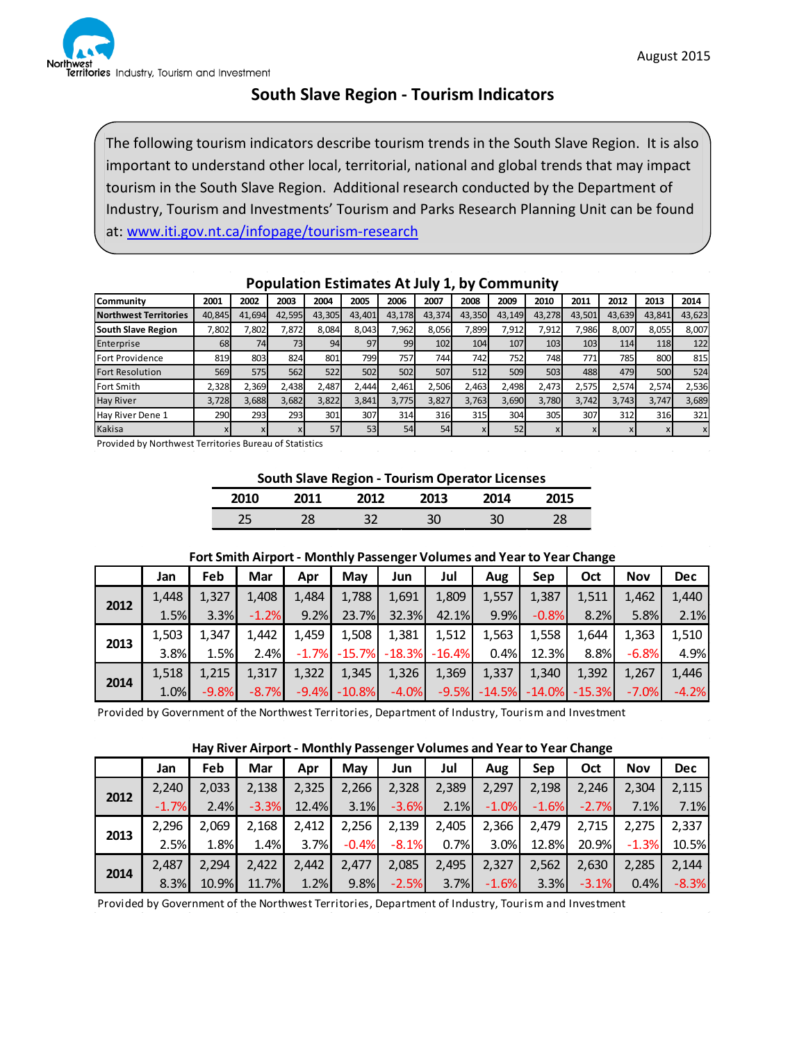Northwest Territories Industry, Tourism and Investment

August 2015

# South Slave Region - Tourism Indicators

The following tourism indicators describe tourism trends in the South Slave Region. It is also important to understand other local, territorial, national and global trends that may impact tourism in the South Slave Region. Additional research conducted by the Department of Industry, Tourism and Investments' Tourism and Parks Research Planning Unit can be found at: www.iti.gov.nt.ca/infopage/tourism-research

## Population Estimates At July 1, by Community

| Community | 2001 | 2002 | 2003 | 2004 | 2005 | 2006 | 2007 | 2008 | 2009 | 2010 | 2011 | 2012 | 2013 | 2014 |
|---|---|---|---|---|---|---|---|---|---|---|---|---|---|---|
| **Northwest Territories** | 40,845 | 41,694 | 42,595 | 43,305 | 43,401 | 43,178 | 43,374 | 43,350 | 43,149 | 43,278 | 43,501 | 43,639 | 43,841 | 43,623 |
| **South Slave Region** | 7,802 | 7,802 | 7,872 | 8,084 | 8,043 | 7,962 | 8,056 | 7,899 | 7,912 | 7,912 | 7,986 | 8,007 | 8,055 | 8,007 |
| Enterprise | 68 | 74 | 73 | 94 | 97 | 99 | 102 | 104 | 107 | 103 | 103 | 114 | 118 | 122 |
| Fort Providence | 819 | 803 | 824 | 801 | 799 | 757 | 744 | 742 | 752 | 748 | 771 | 785 | 800 | 815 |
| Fort Resolution | 569 | 575 | 562 | 522 | 502 | 502 | 507 | 512 | 509 | 503 | 488 | 479 | 500 | 524 |
| Fort Smith | 2,328 | 2,369 | 2,438 | 2,487 | 2,444 | 2,461 | 2,506 | 2,463 | 2,498 | 2,473 | 2,575 | 2,574 | 2,574 | 2,536 |
| Hay River | 3,728 | 3,688 | 3,682 | 3,822 | 3,841 | 3,775 | 3,827 | 3,763 | 3,690 | 3,780 | 3,742 | 3,743 | 3,747 | 3,689 |
| Hay River Dene 1 | 290 | 293 | 293 | 301 | 307 | 314 | 316 | 315 | 304 | 305 | 307 | 312 | 316 | 321 |
| Kakisa | x | x | x | 57 | 53 | 54 | 54 | x | 52 | x | x | x | x | x |

Provided by Northwest Territories Bureau of Statistics

## South Slave Region - Tourism Operator Licenses

| 2010 | 2011 | 2012 | 2013 | 2014 | 2015 |
|---|---|---|---|---|---|
| 25 | 28 | 32 | 30 | 30 | 28 |

## Fort Smith Airport - Monthly Passenger Volumes and Year to Year Change

| | Jan | Feb | Mar | Apr | May | Jun | Jul | Aug | Sep | Oct | Nov | Dec |
|---|---|---|---|---|---|---|---|---|---|---|---|---|
| **2012** | 1,448 | 1,327 | 1,408 | 1,484 | 1,788 | 1,691 | 1,809 | 1,557 | 1,387 | 1,511 | 1,462 | 1,440 |
| | 1.5% | 3.3% | -1.2% | 9.2% | 23.7% | 32.3% | 42.1% | 9.9% | -0.8% | 8.2% | 5.8% | 2.1% |
| **2013** | 1,503 | 1,347 | 1,442 | 1,459 | 1,508 | 1,381 | 1,512 | 1,563 | 1,558 | 1,644 | 1,363 | 1,510 |
| | 3.8% | 1.5% | 2.4% | -1.7% | -15.7% | -18.3% | -16.4% | 0.4% | 12.3% | 8.8% | -6.8% | 4.9% |
| **2014** | 1,518 | 1,215 | 1,317 | 1,322 | 1,345 | 1,326 | 1,369 | 1,337 | 1,340 | 1,392 | 1,267 | 1,446 |
| | 1.0% | -9.8% | -8.7% | -9.4% | -10.8% | -4.0% | -9.5% | -14.5% | -14.0% | -15.3% | -7.0% | -4.2% |

Provided by Government of the Northwest Territories, Department of Industry, Tourism and Investment

## Hay River Airport - Monthly Passenger Volumes and Year to Year Change

| | Jan | Feb | Mar | Apr | May | Jun | Jul | Aug | Sep | Oct | Nov | Dec |
|---|---|---|---|---|---|---|---|---|---|---|---|---|
| **2012** | 2,240 | 2,033 | 2,138 | 2,325 | 2,266 | 2,328 | 2,389 | 2,297 | 2,198 | 2,246 | 2,304 | 2,115 |
| | -1.7% | 2.4% | -3.3% | 12.4% | 3.1% | -3.6% | 2.1% | -1.0% | -1.6% | -2.7% | 7.1% | 7.1% |
| **2013** | 2,296 | 2,069 | 2,168 | 2,412 | 2,256 | 2,139 | 2,405 | 2,366 | 2,479 | 2,715 | 2,275 | 2,337 |
| | 2.5% | 1.8% | 1.4% | 3.7% | -0.4% | -8.1% | 0.7% | 3.0% | 12.8% | 20.9% | -1.3% | 10.5% |
| **2014** | 2,487 | 2,294 | 2,422 | 2,442 | 2,477 | 2,085 | 2,495 | 2,327 | 2,562 | 2,630 | 2,285 | 2,144 |
| | 8.3% | 10.9% | 11.7% | 1.2% | 9.8% | -2.5% | 3.7% | -1.6% | 3.3% | -3.1% | 0.4% | -8.3% |

Provided by Government of the Northwest Territories, Department of Industry, Tourism and Investment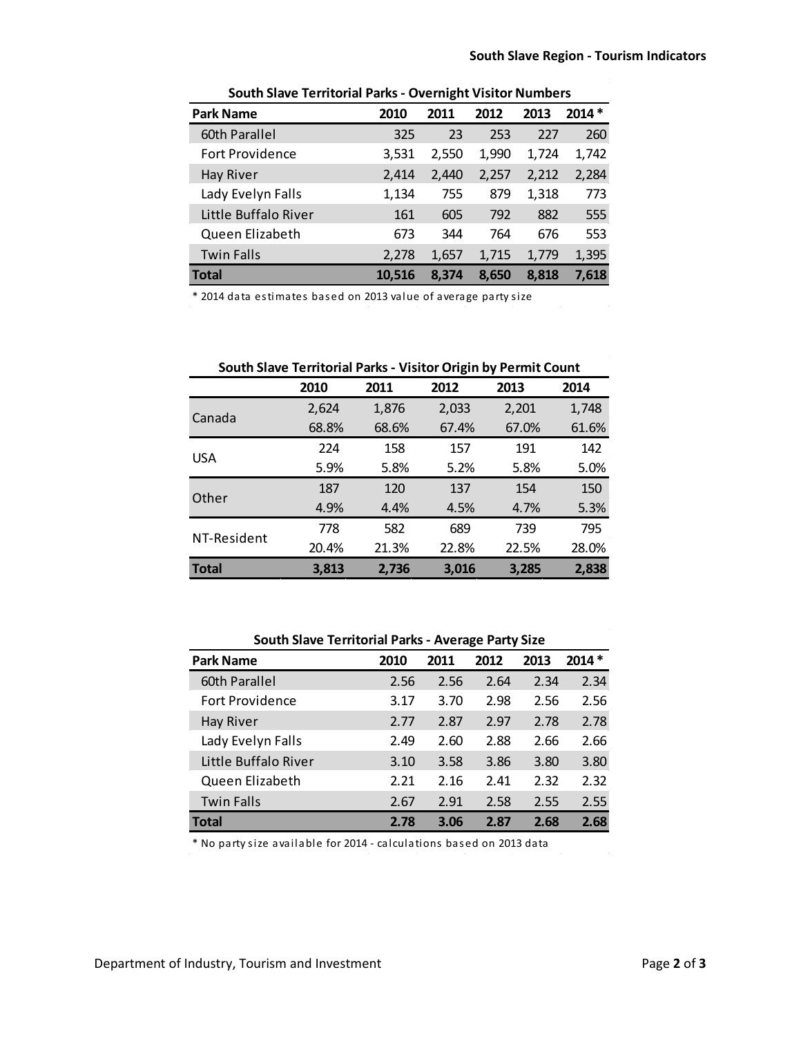### South Slave Territorial Parks - Overnight Visitor Numbers

| Park Name | 2010 | 2011 | 2012 | 2013 | 2014 * |
|---|---|---|---|---|---|
| 60th Parallel | 325 | 23 | 253 | 227 | 260 |
| Fort Providence | 3,531 | 2,550 | 1,990 | 1,724 | 1,742 |
| Hay River | 2,414 | 2,440 | 2,257 | 2,212 | 2,284 |
| Lady Evelyn Falls | 1,134 | 755 | 879 | 1,318 | 773 |
| Little Buffalo River | 161 | 605 | 792 | 882 | 555 |
| Queen Elizabeth | 673 | 344 | 764 | 676 | 553 |
| Twin Falls | 2,278 | 1,657 | 1,715 | 1,779 | 1,395 |
| **Total** | **10,516** | **8,374** | **8,650** | **8,818** | **7,618** |

* 2014 data estimates based on 2013 value of average party size

### South Slave Territorial Parks - Visitor Origin by Permit Count

| | 2010 | 2011 | 2012 | 2013 | 2014 |
|---|---|---|---|---|---|
| Canada | 2,624 | 1,876 | 2,033 | 2,201 | 1,748 |
| | 68.8% | 68.6% | 67.4% | 67.0% | 61.6% |
| USA | 224 | 158 | 157 | 191 | 142 |
| | 5.9% | 5.8% | 5.2% | 5.8% | 5.0% |
| Other | 187 | 120 | 137 | 154 | 150 |
| | 4.9% | 4.4% | 4.5% | 4.7% | 5.3% |
| NT-Resident | 778 | 582 | 689 | 739 | 795 |
| | 20.4% | 21.3% | 22.8% | 22.5% | 28.0% |
| **Total** | **3,813** | **2,736** | **3,016** | **3,285** | **2,838** |

### South Slave Territorial Parks - Average Party Size

| Park Name | 2010 | 2011 | 2012 | 2013 | 2014 * |
|---|---|---|---|---|---|
| 60th Parallel | 2.56 | 2.56 | 2.64 | 2.34 | 2.34 |
| Fort Providence | 3.17 | 3.70 | 2.98 | 2.56 | 2.56 |
| Hay River | 2.77 | 2.87 | 2.97 | 2.78 | 2.78 |
| Lady Evelyn Falls | 2.49 | 2.60 | 2.88 | 2.66 | 2.66 |
| Little Buffalo River | 3.10 | 3.58 | 3.86 | 3.80 | 3.80 |
| Queen Elizabeth | 2.21 | 2.16 | 2.41 | 2.32 | 2.32 |
| Twin Falls | 2.67 | 2.91 | 2.58 | 2.55 | 2.55 |
| **Total** | **2.78** | **3.06** | **2.87** | **2.68** | **2.68** |

* No party size available for 2014 - calculations based on 2013 data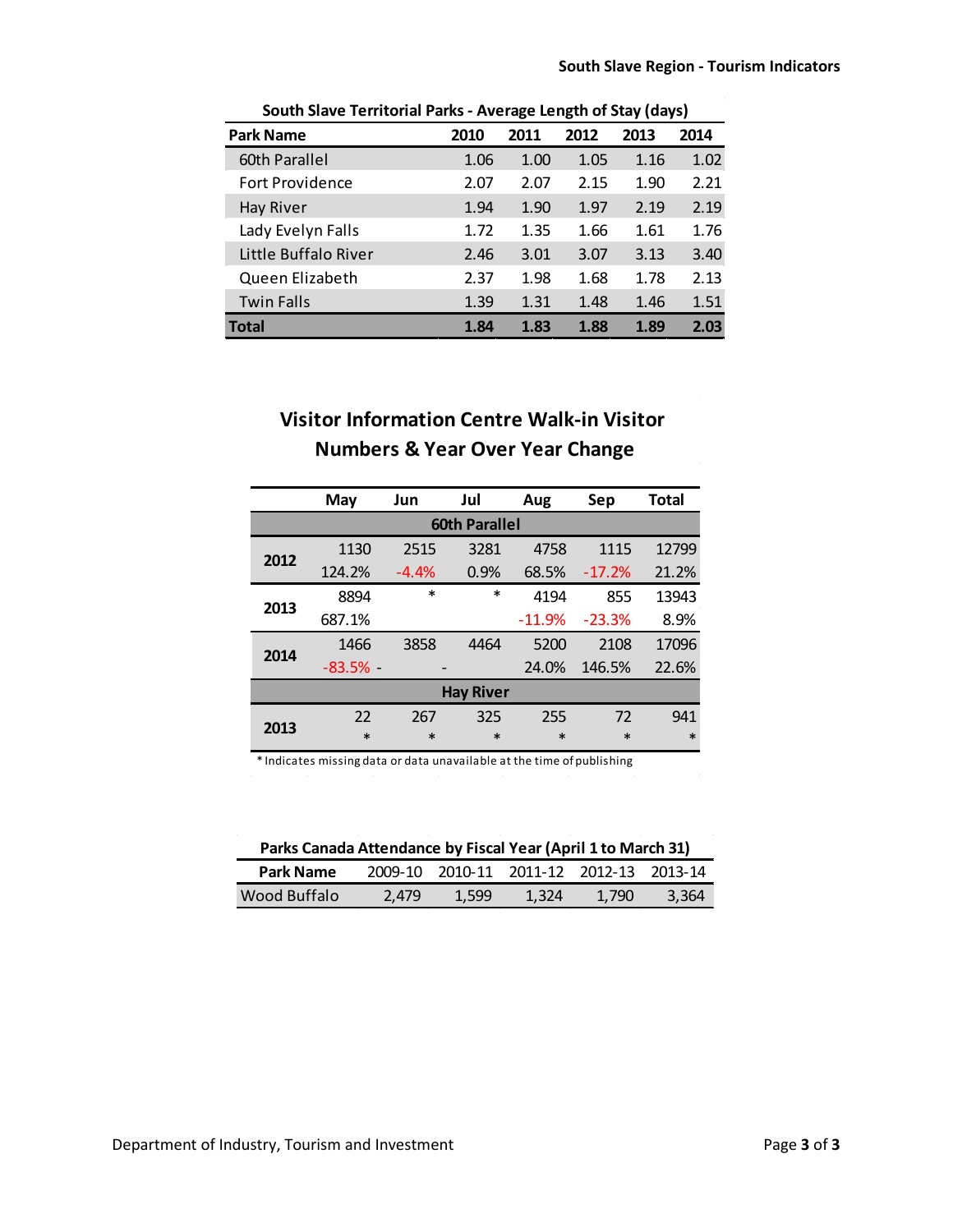## South Slave Territorial Parks - Average Length of Stay (days)

| Park Name | 2010 | 2011 | 2012 | 2013 | 2014 |
|---|---|---|---|---|---|
| 60th Parallel | 1.06 | 1.00 | 1.05 | 1.16 | 1.02 |
| Fort Providence | 2.07 | 2.07 | 2.15 | 1.90 | 2.21 |
| Hay River | 1.94 | 1.90 | 1.97 | 2.19 | 2.19 |
| Lady Evelyn Falls | 1.72 | 1.35 | 1.66 | 1.61 | 1.76 |
| Little Buffalo River | 2.46 | 3.01 | 3.07 | 3.13 | 3.40 |
| Queen Elizabeth | 2.37 | 1.98 | 1.68 | 1.78 | 2.13 |
| Twin Falls | 1.39 | 1.31 | 1.48 | 1.46 | 1.51 |
| **Total** | **1.84** | **1.83** | **1.88** | **1.89** | **2.03** |

## Visitor Information Centre Walk-in Visitor Numbers & Year Over Year Change

| | May | Jun | Jul | Aug | Sep | Total |
|---|---|---|---|---|---|---|
| **60th Parallel** | | | | | | |
| **2012** | 1130 | 2515 | 3281 | 4758 | 1115 | 12799 |
| | 124.2% | -4.4% | 0.9% | 68.5% | -17.2% | 21.2% |
| **2013** | 8894 | * | * | 4194 | 855 | 13943 |
| | 687.1% | | | -11.9% | -23.3% | 8.9% |
| **2014** | 1466 | 3858 | 4464 | 5200 | 2108 | 17096 |
| | -83.5% | - | - | 24.0% | 146.5% | 22.6% |
| **Hay River** | | | | | | |
| **2013** | 22 | 267 | 325 | 255 | 72 | 941 |
| | * | * | * | * | * | * |

\* Indicates missing data or data unavailable at the time of publishing

## Parks Canada Attendance by Fiscal Year (April 1 to March 31)

| Park Name | 2009-10 | 2010-11 | 2011-12 | 2012-13 | 2013-14 |
|---|---|---|---|---|---|
| Wood Buffalo | 2,479 | 1,599 | 1,324 | 1,790 | 3,364 |